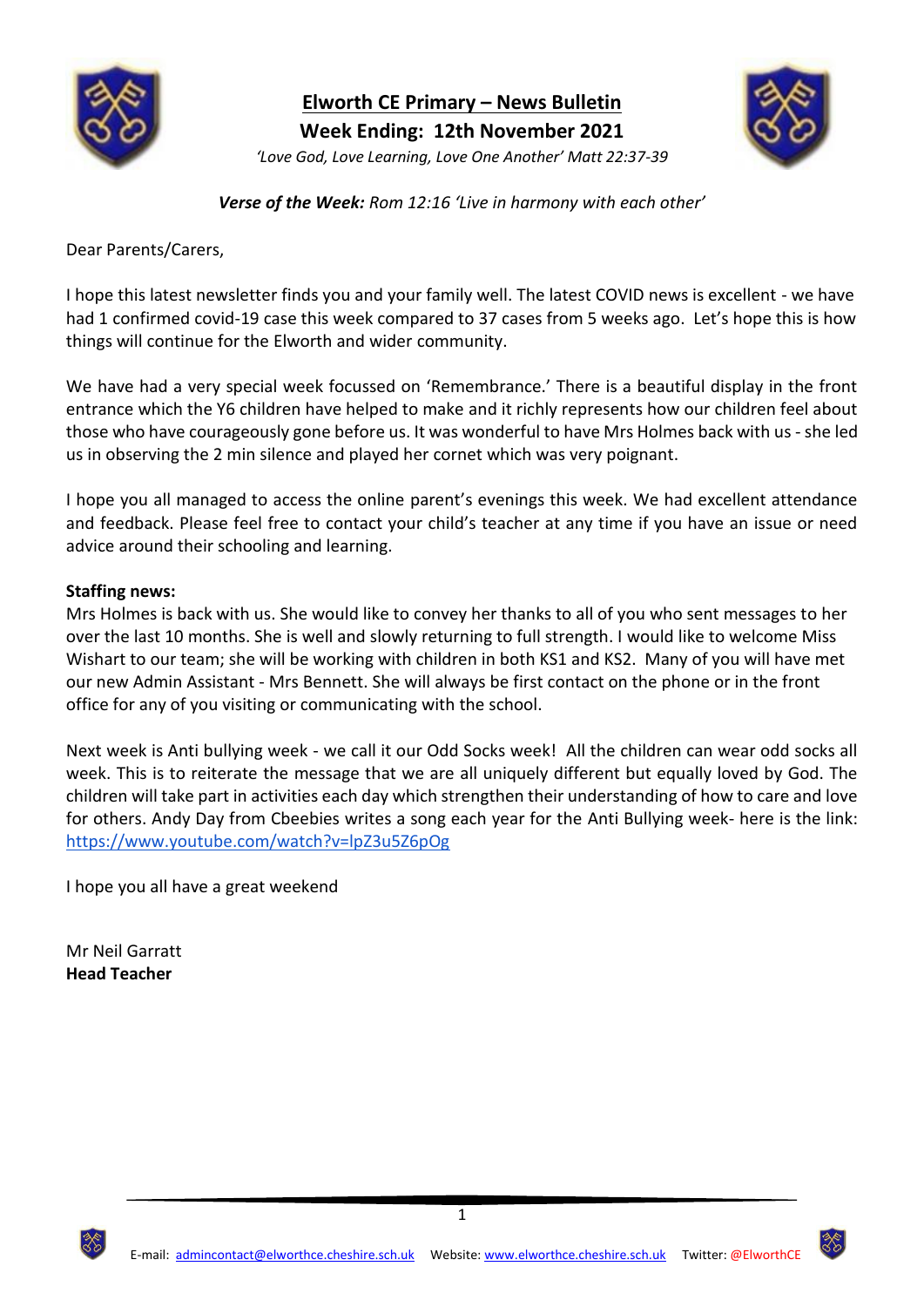# Elworth CE Primary – News Bulletin

## Week Ending: 12th November 2021

*'Love God, Love Learning, Love One Another' Matt 22:37-39*

***Verse of the Week:*** *Rom 12:16 'Live in harmony with each other'*

Dear Parents/Carers,

I hope this latest newsletter finds you and your family well. The latest COVID news is excellent - we have had 1 confirmed covid-19 case this week compared to 37 cases from 5 weeks ago. Let's hope this is how things will continue for the Elworth and wider community.

We have had a very special week focussed on 'Remembrance.' There is a beautiful display in the front entrance which the Y6 children have helped to make and it richly represents how our children feel about those who have courageously gone before us. It was wonderful to have Mrs Holmes back with us - she led us in observing the 2 min silence and played her cornet which was very poignant.

I hope you all managed to access the online parent's evenings this week. We had excellent attendance and feedback. Please feel free to contact your child's teacher at any time if you have an issue or need advice around their schooling and learning.

**Staffing news:**
Mrs Holmes is back with us. She would like to convey her thanks to all of you who sent messages to her over the last 10 months. She is well and slowly returning to full strength. I would like to welcome Miss Wishart to our team; she will be working with children in both KS1 and KS2. Many of you will have met our new Admin Assistant - Mrs Bennett. She will always be first contact on the phone or in the front office for any of you visiting or communicating with the school.

Next week is Anti bullying week - we call it our Odd Socks week! All the children can wear odd socks all week. This is to reiterate the message that we are all uniquely different but equally loved by God. The children will take part in activities each day which strengthen their understanding of how to care and love for others. Andy Day from Cbeebies writes a song each year for the Anti Bullying week- here is the link: https://www.youtube.com/watch?v=lpZ3u5Z6pOg

I hope you all have a great weekend

Mr Neil Garratt
**Head Teacher**

E-mail: admincontact@elworthce.cheshire.sch.uk Website: www.elworthce.cheshire.sch.uk Twitter: @ElworthCE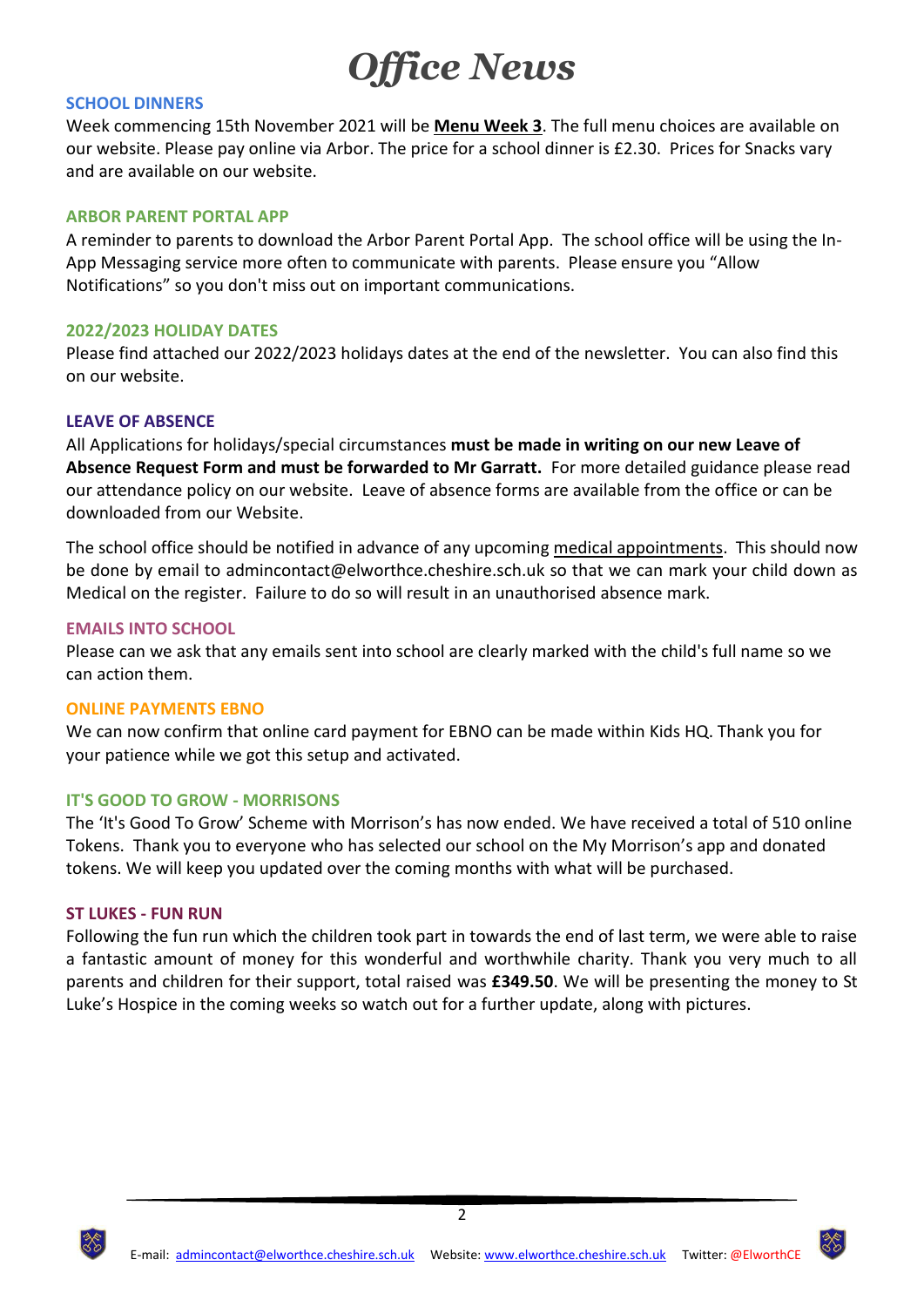# *Office News*

### SCHOOL DINNERS

Week commencing 15th November 2021 will be **Menu Week 3**. The full menu choices are available on our website. Please pay online via Arbor. The price for a school dinner is £2.30. Prices for Snacks vary and are available on our website.

### ARBOR PARENT PORTAL APP

A reminder to parents to download the Arbor Parent Portal App. The school office will be using the In-App Messaging service more often to communicate with parents. Please ensure you "Allow Notifications" so you don't miss out on important communications.

### 2022/2023 HOLIDAY DATES

Please find attached our 2022/2023 holidays dates at the end of the newsletter. You can also find this on our website.

### LEAVE OF ABSENCE

All Applications for holidays/special circumstances **must be made in writing on our new Leave of Absence Request Form and must be forwarded to Mr Garratt.** For more detailed guidance please read our attendance policy on our website. Leave of absence forms are available from the office or can be downloaded from our Website.

The school office should be notified in advance of any upcoming medical appointments. This should now be done by email to admincontact@elworthce.cheshire.sch.uk so that we can mark your child down as Medical on the register. Failure to do so will result in an unauthorised absence mark.

### EMAILS INTO SCHOOL

Please can we ask that any emails sent into school are clearly marked with the child's full name so we can action them.

### ONLINE PAYMENTS EBNO

We can now confirm that online card payment for EBNO can be made within Kids HQ. Thank you for your patience while we got this setup and activated.

### IT'S GOOD TO GROW - MORRISONS

The 'It's Good To Grow' Scheme with Morrison's has now ended. We have received a total of 510 online Tokens. Thank you to everyone who has selected our school on the My Morrison's app and donated tokens. We will keep you updated over the coming months with what will be purchased.

### ST LUKES - FUN RUN

Following the fun run which the children took part in towards the end of last term, we were able to raise a fantastic amount of money for this wonderful and worthwhile charity. Thank you very much to all parents and children for their support, total raised was **£349.50**. We will be presenting the money to St Luke's Hospice in the coming weeks so watch out for a further update, along with pictures.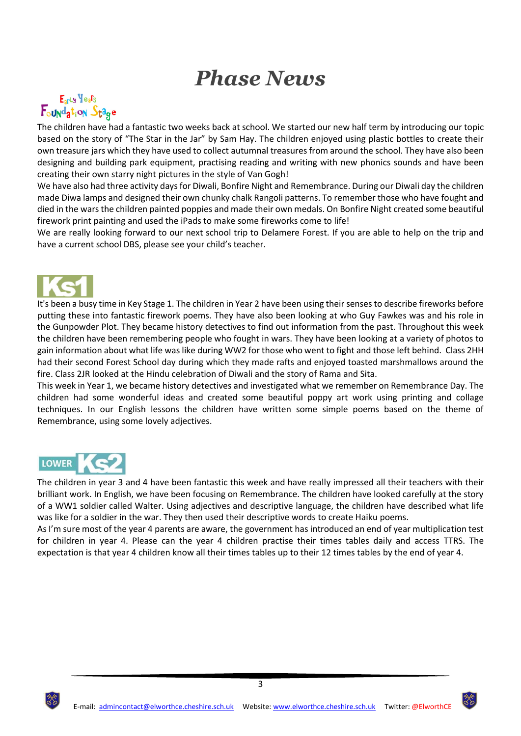# Phase News

## Early Years Foundation Stage

The children have had a fantastic two weeks back at school. We started our new half term by introducing our topic based on the story of "The Star in the Jar" by Sam Hay. The children enjoyed using plastic bottles to create their own treasure jars which they have used to collect autumnal treasures from around the school. They have also been designing and building park equipment, practising reading and writing with new phonics sounds and have been creating their own starry night pictures in the style of Van Gogh!

We have also had three activity days for Diwali, Bonfire Night and Remembrance. During our Diwali day the children made Diwa lamps and designed their own chunky chalk Rangoli patterns. To remember those who have fought and died in the wars the children painted poppies and made their own medals. On Bonfire Night created some beautiful firework print painting and used the iPads to make some fireworks come to life!

We are really looking forward to our next school trip to Delamere Forest. If you are able to help on the trip and have a current school DBS, please see your child's teacher.

## KS1

It's been a busy time in Key Stage 1. The children in Year 2 have been using their senses to describe fireworks before putting these into fantastic firework poems. They have also been looking at who Guy Fawkes was and his role in the Gunpowder Plot. They became history detectives to find out information from the past. Throughout this week the children have been remembering people who fought in wars. They have been looking at a variety of photos to gain information about what life was like during WW2 for those who went to fight and those left behind. Class 2HH had their second Forest School day during which they made rafts and enjoyed toasted marshmallows around the fire. Class 2JR looked at the Hindu celebration of Diwali and the story of Rama and Sita.

This week in Year 1, we became history detectives and investigated what we remember on Remembrance Day. The children had some wonderful ideas and created some beautiful poppy art work using printing and collage techniques. In our English lessons the children have written some simple poems based on the theme of Remembrance, using some lovely adjectives.

## Lower KS2

The children in year 3 and 4 have been fantastic this week and have really impressed all their teachers with their brilliant work. In English, we have been focusing on Remembrance. The children have looked carefully at the story of a WW1 soldier called Walter. Using adjectives and descriptive language, the children have described what life was like for a soldier in the war. They then used their descriptive words to create Haiku poems.

As I'm sure most of the year 4 parents are aware, the government has introduced an end of year multiplication test for children in year 4. Please can the year 4 children practise their times tables daily and access TTRS. The expectation is that year 4 children know all their times tables up to their 12 times tables by the end of year 4.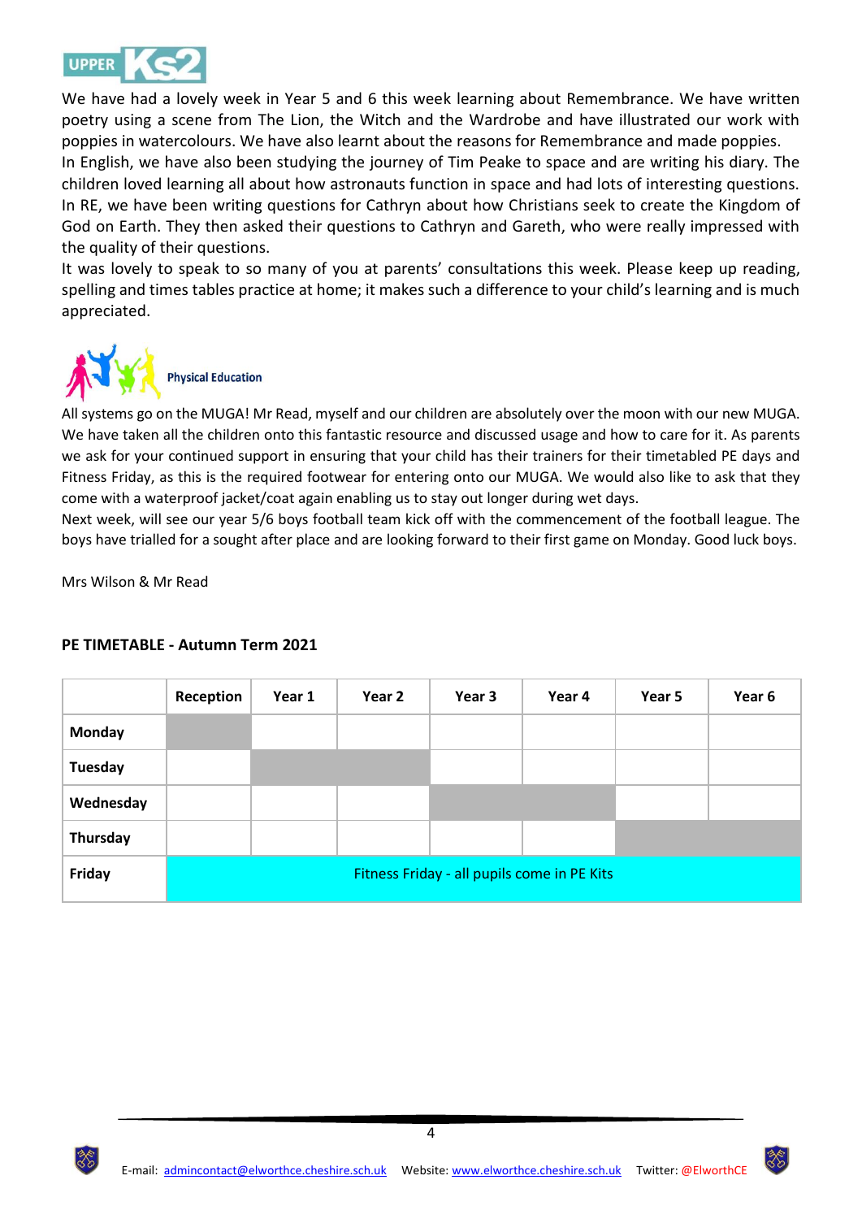## UPPER KS2

We have had a lovely week in Year 5 and 6 this week learning about Remembrance. We have written poetry using a scene from The Lion, the Witch and the Wardrobe and have illustrated our work with poppies in watercolours. We have also learnt about the reasons for Remembrance and made poppies.
In English, we have also been studying the journey of Tim Peake to space and are writing his diary. The children loved learning all about how astronauts function in space and had lots of interesting questions.
In RE, we have been writing questions for Cathryn about how Christians seek to create the Kingdom of God on Earth. They then asked their questions to Cathryn and Gareth, who were really impressed with the quality of their questions.
It was lovely to speak to so many of you at parents' consultations this week. Please keep up reading, spelling and times tables practice at home; it makes such a difference to your child's learning and is much appreciated.

## Physical Education

All systems go on the MUGA! Mr Read, myself and our children are absolutely over the moon with our new MUGA. We have taken all the children onto this fantastic resource and discussed usage and how to care for it. As parents we ask for your continued support in ensuring that your child has their trainers for their timetabled PE days and Fitness Friday, as this is the required footwear for entering onto our MUGA. We would also like to ask that they come with a waterproof jacket/coat again enabling us to stay out longer during wet days.
Next week, will see our year 5/6 boys football team kick off with the commencement of the football league. The boys have trialled for a sought after place and are looking forward to their first game on Monday. Good luck boys.

Mrs Wilson & Mr Read

**PE TIMETABLE - Autumn Term 2021**

| | Reception | Year 1 | Year 2 | Year 3 | Year 4 | Year 5 | Year 6 |
|---|---|---|---|---|---|---|---|
| **Monday** | PE | | | | | | |
| **Tuesday** | | PE | PE | | | | |
| **Wednesday** | | | | PE | PE | | |
| **Thursday** | | | | | | PE | PE |
| **Friday** | Fitness Friday - all pupils come in PE Kits | | | | | | |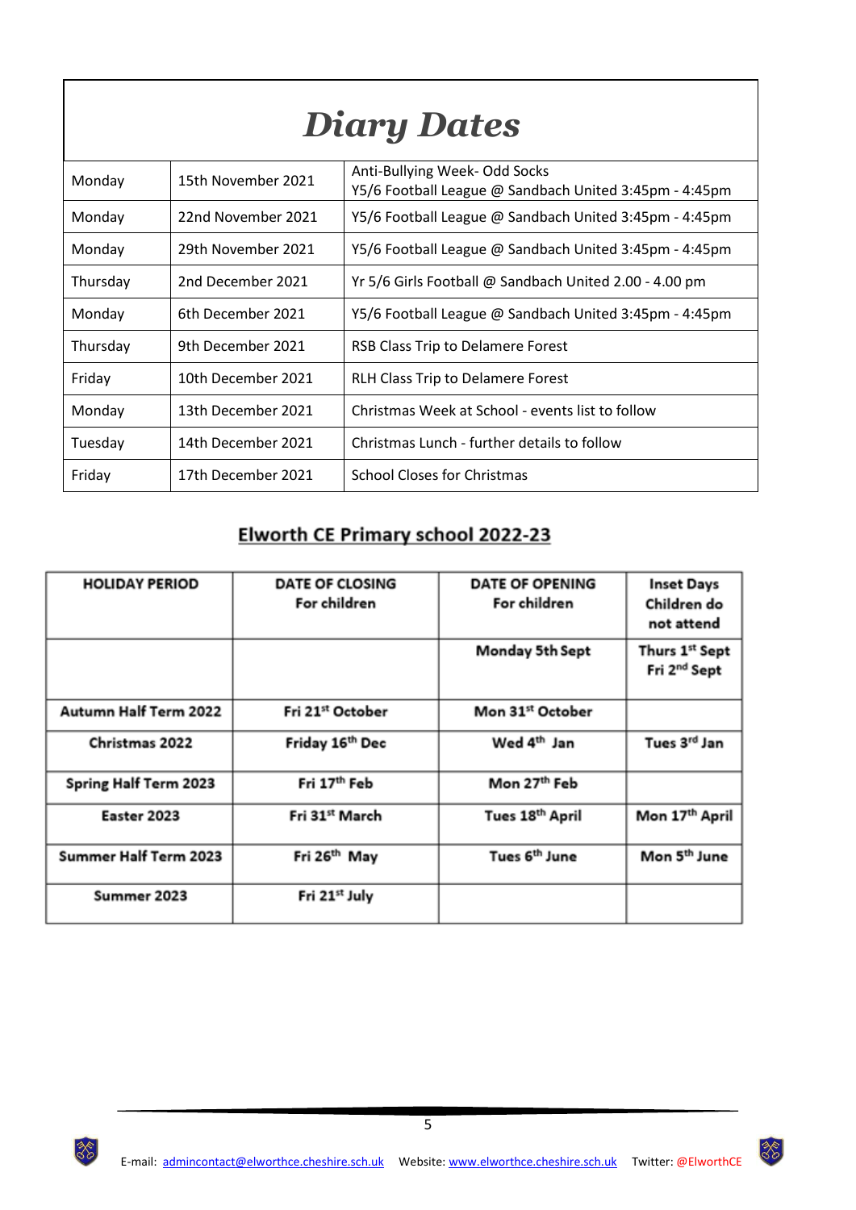# *Diary Dates*

| | | |
|---|---|---|
| Monday | 15th November 2021 | Anti-Bullying Week- Odd Socks<br>Y5/6 Football League @ Sandbach United 3:45pm - 4:45pm |
| Monday | 22nd November 2021 | Y5/6 Football League @ Sandbach United 3:45pm - 4:45pm |
| Monday | 29th November 2021 | Y5/6 Football League @ Sandbach United 3:45pm - 4:45pm |
| Thursday | 2nd December 2021 | Yr 5/6 Girls Football @ Sandbach United 2.00 - 4.00 pm |
| Monday | 6th December 2021 | Y5/6 Football League @ Sandbach United 3:45pm - 4:45pm |
| Thursday | 9th December 2021 | RSB Class Trip to Delamere Forest |
| Friday | 10th December 2021 | RLH Class Trip to Delamere Forest |
| Monday | 13th December 2021 | Christmas Week at School - events list to follow |
| Tuesday | 14th December 2021 | Christmas Lunch - further details to follow |
| Friday | 17th December 2021 | School Closes for Christmas |

## Elworth CE Primary school 2022-23

| HOLIDAY PERIOD | DATE OF CLOSING For children | DATE OF OPENING For children | Inset Days Children do not attend |
|---|---|---|---|
| | | Monday 5th Sept | Thurs 1st Sept<br>Fri 2nd Sept |
| Autumn Half Term 2022 | Fri 21st October | Mon 31st October | |
| Christmas 2022 | Friday 16th Dec | Wed 4th Jan | Tues 3rd Jan |
| Spring Half Term 2023 | Fri 17th Feb | Mon 27th Feb | |
| Easter 2023 | Fri 31st March | Tues 18th April | Mon 17th April |
| Summer Half Term 2023 | Fri 26th May | Tues 6th June | Mon 5th June |
| Summer 2023 | Fri 21st July | | |